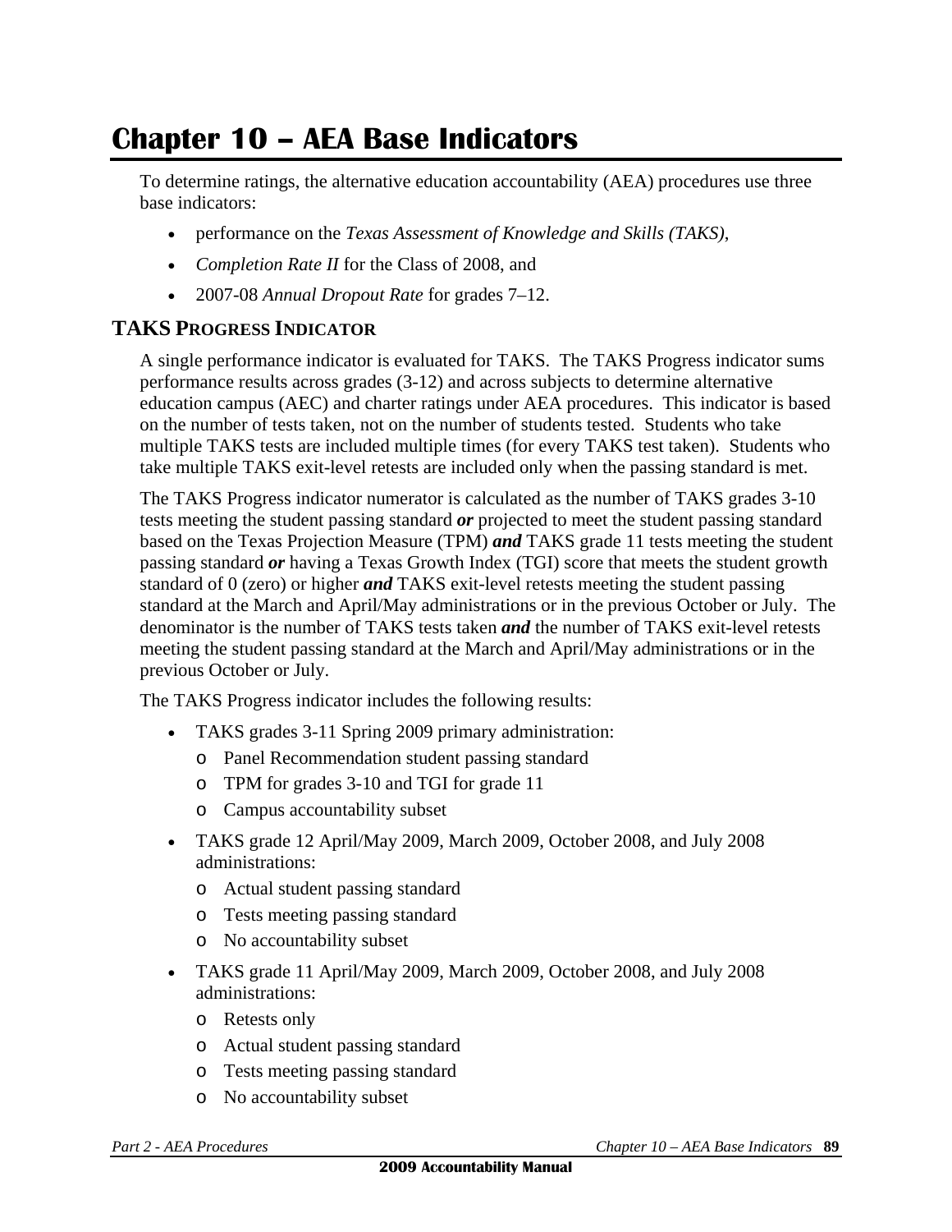# Chapter 10 – AEA Base Indicators

To determine ratings, the alternative education accountability (AEA) procedures use three base indicators:

- performance on the *Texas Assessment of Knowledge and Skills (TAKS)*,
- *Completion Rate II* for the Class of 2008, and
- 2007-08 *Annual Dropout Rate* for grades 7–12.

## TAKS Progress Indicator

A single performance indicator is evaluated for TAKS. The TAKS Progress indicator sums performance results across grades (3-12) and across subjects to determine alternative education campus (AEC) and charter ratings under AEA procedures. This indicator is based on the number of tests taken, not on the number of students tested. Students who take multiple TAKS tests are included multiple times (for every TAKS test taken). Students who take multiple TAKS exit-level retests are included only when the passing standard is met.

The TAKS Progress indicator numerator is calculated as the number of TAKS grades 3-10 tests meeting the student passing standard ***or*** projected to meet the student passing standard based on the Texas Projection Measure (TPM) ***and*** TAKS grade 11 tests meeting the student passing standard ***or*** having a Texas Growth Index (TGI) score that meets the student growth standard of 0 (zero) or higher ***and*** TAKS exit-level retests meeting the student passing standard at the March and April/May administrations or in the previous October or July. The denominator is the number of TAKS tests taken ***and*** the number of TAKS exit-level retests meeting the student passing standard at the March and April/May administrations or in the previous October or July.

The TAKS Progress indicator includes the following results:

- TAKS grades 3-11 Spring 2009 primary administration:
  - Panel Recommendation student passing standard
  - TPM for grades 3-10 and TGI for grade 11
  - Campus accountability subset
- TAKS grade 12 April/May 2009, March 2009, October 2008, and July 2008 administrations:
  - Actual student passing standard
  - Tests meeting passing standard
  - No accountability subset
- TAKS grade 11 April/May 2009, March 2009, October 2008, and July 2008 administrations:
  - Retests only
  - Actual student passing standard
  - Tests meeting passing standard
  - No accountability subset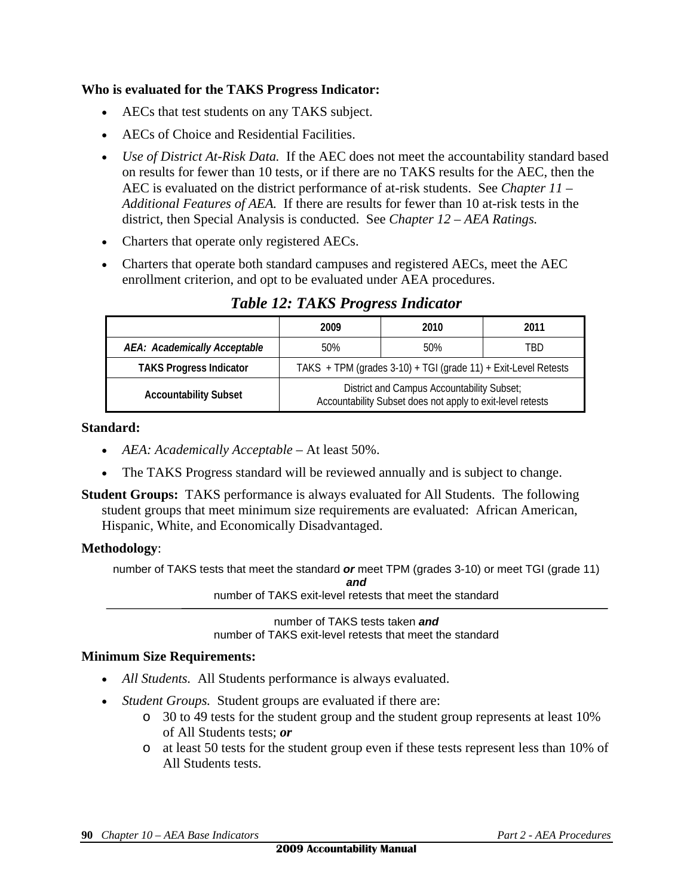**Who is evaluated for the TAKS Progress Indicator:**

- AECs that test students on any TAKS subject.
- AECs of Choice and Residential Facilities.
- *Use of District At-Risk Data.* If the AEC does not meet the accountability standard based on results for fewer than 10 tests, or if there are no TAKS results for the AEC, then the AEC is evaluated on the district performance of at-risk students. See *Chapter 11 – Additional Features of AEA.* If there are results for fewer than 10 at-risk tests in the district, then Special Analysis is conducted. See *Chapter 12 – AEA Ratings.*
- Charters that operate only registered AECs.
- Charters that operate both standard campuses and registered AECs, meet the AEC enrollment criterion, and opt to be evaluated under AEA procedures.

## *Table 12: TAKS Progress Indicator*

| | 2009 | 2010 | 2011 |
|---|---|---|---|
| ***AEA: Academically Acceptable*** | 50% | 50% | TBD |
| **TAKS Progress Indicator** | TAKS + TPM (grades 3-10) + TGI (grade 11) + Exit-Level Retests | | |
| **Accountability Subset** | District and Campus Accountability Subset; Accountability Subset does not apply to exit-level retests | | |

**Standard:**

- *AEA: Academically Acceptable* – At least 50%.
- The TAKS Progress standard will be reviewed annually and is subject to change.

**Student Groups:** TAKS performance is always evaluated for All Students. The following student groups that meet minimum size requirements are evaluated: African American, Hispanic, White, and Economically Disadvantaged.

**Methodology**:

number of TAKS tests that meet the standard ***or*** meet TPM (grades 3-10) or meet TGI (grade 11) ***and*** number of TAKS exit-level retests that meet the standard

---

number of TAKS tests taken ***and*** number of TAKS exit-level retests that meet the standard

**Minimum Size Requirements:**

- *All Students.* All Students performance is always evaluated.
- *Student Groups.* Student groups are evaluated if there are:
  - 30 to 49 tests for the student group and the student group represents at least 10% of All Students tests; ***or***
  - at least 50 tests for the student group even if these tests represent less than 10% of All Students tests.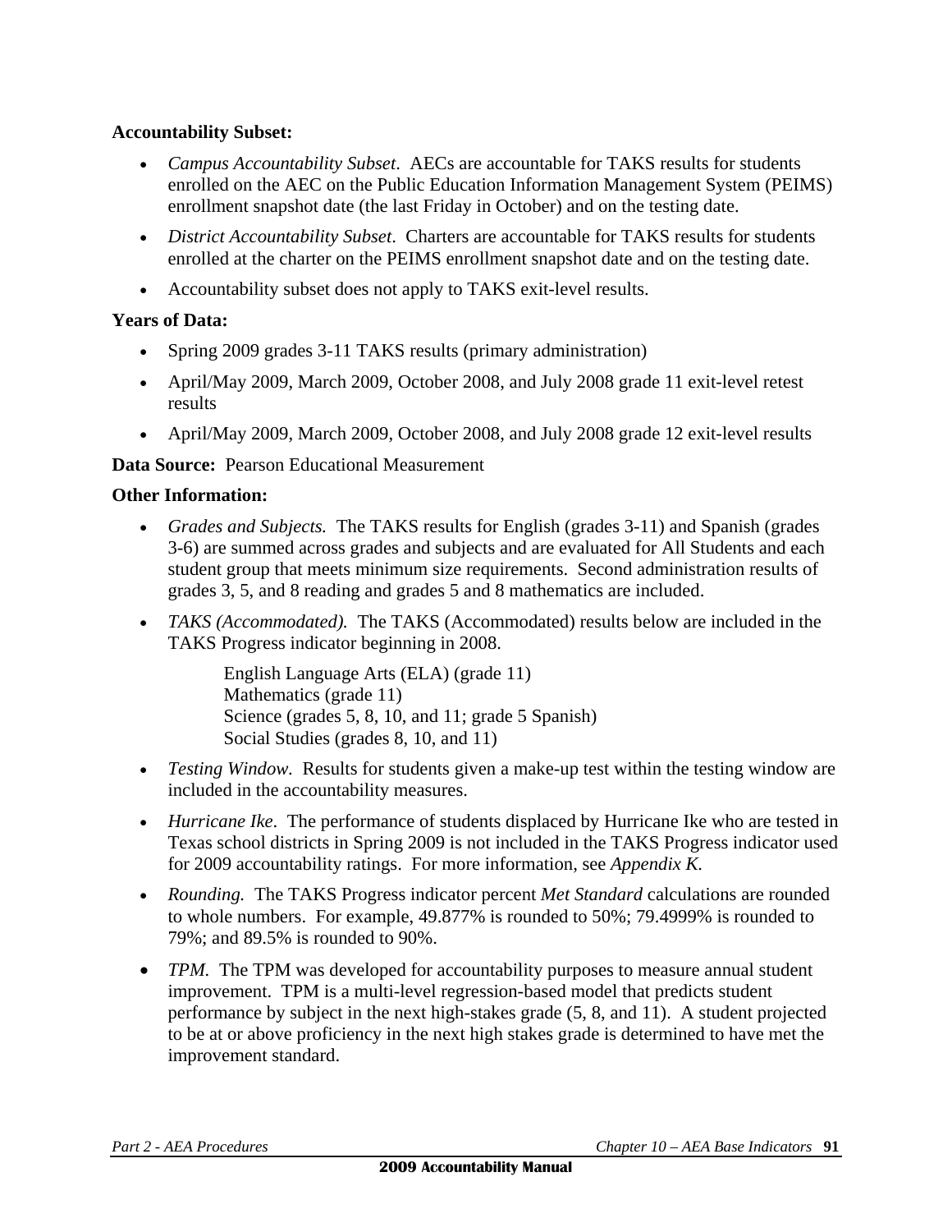**Accountability Subset:**

- *Campus Accountability Subset*. AECs are accountable for TAKS results for students enrolled on the AEC on the Public Education Information Management System (PEIMS) enrollment snapshot date (the last Friday in October) and on the testing date.
- *District Accountability Subset*. Charters are accountable for TAKS results for students enrolled at the charter on the PEIMS enrollment snapshot date and on the testing date.
- Accountability subset does not apply to TAKS exit-level results.

**Years of Data:**

- Spring 2009 grades 3-11 TAKS results (primary administration)
- April/May 2009, March 2009, October 2008, and July 2008 grade 11 exit-level retest results
- April/May 2009, March 2009, October 2008, and July 2008 grade 12 exit-level results

**Data Source:** Pearson Educational Measurement

**Other Information:**

- *Grades and Subjects.* The TAKS results for English (grades 3-11) and Spanish (grades 3-6) are summed across grades and subjects and are evaluated for All Students and each student group that meets minimum size requirements. Second administration results of grades 3, 5, and 8 reading and grades 5 and 8 mathematics are included.
- *TAKS (Accommodated).* The TAKS (Accommodated) results below are included in the TAKS Progress indicator beginning in 2008.

  English Language Arts (ELA) (grade 11)
  Mathematics (grade 11)
  Science (grades 5, 8, 10, and 11; grade 5 Spanish)
  Social Studies (grades 8, 10, and 11)

- *Testing Window*. Results for students given a make-up test within the testing window are included in the accountability measures.
- *Hurricane Ike*. The performance of students displaced by Hurricane Ike who are tested in Texas school districts in Spring 2009 is not included in the TAKS Progress indicator used for 2009 accountability ratings. For more information, see *Appendix K.*
- *Rounding.* The TAKS Progress indicator percent *Met Standard* calculations are rounded to whole numbers. For example, 49.877% is rounded to 50%; 79.4999% is rounded to 79%; and 89.5% is rounded to 90%.
- *TPM.* The TPM was developed for accountability purposes to measure annual student improvement. TPM is a multi-level regression-based model that predicts student performance by subject in the next high-stakes grade (5, 8, and 11). A student projected to be at or above proficiency in the next high stakes grade is determined to have met the improvement standard.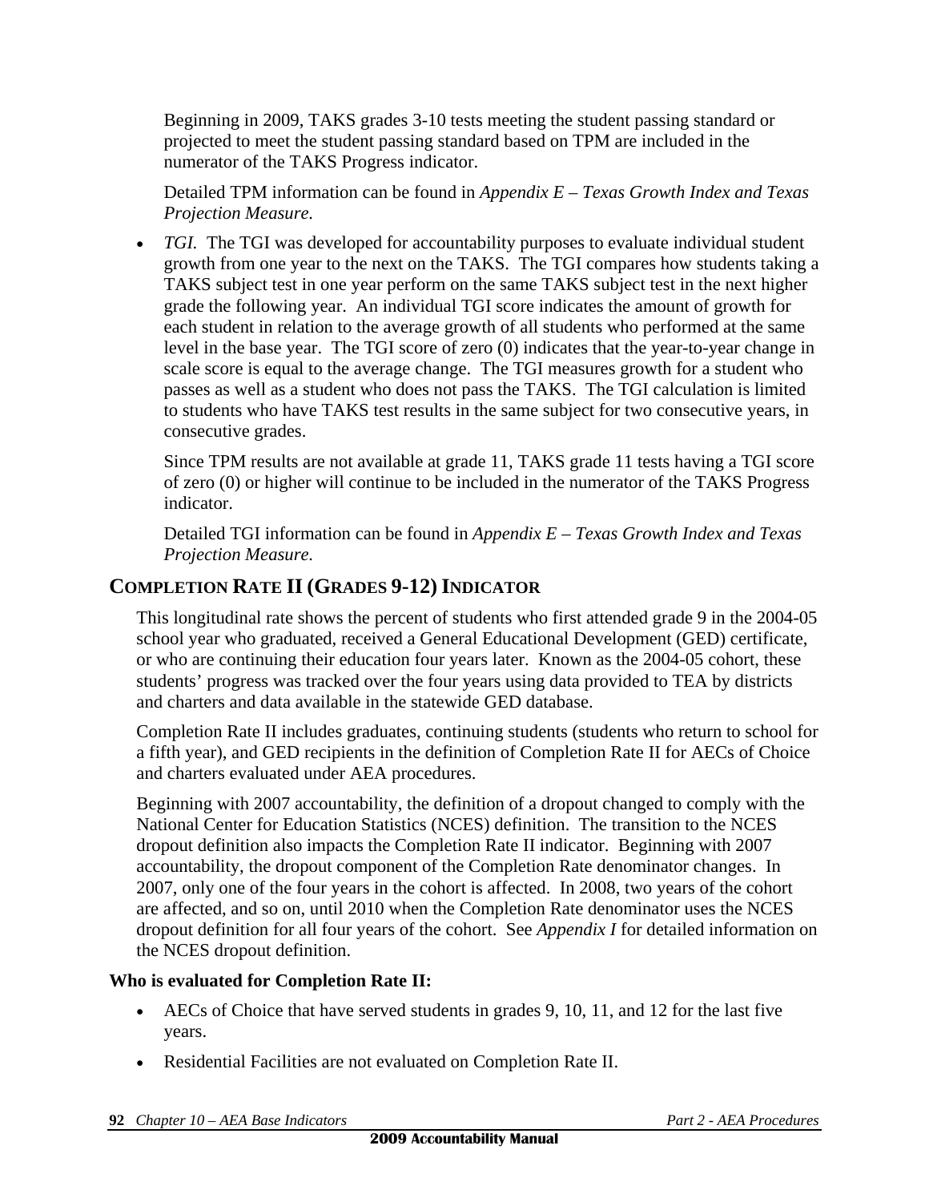Beginning in 2009, TAKS grades 3-10 tests meeting the student passing standard or projected to meet the student passing standard based on TPM are included in the numerator of the TAKS Progress indicator.

Detailed TPM information can be found in *Appendix E – Texas Growth Index and Texas Projection Measure.*

- *TGI.* The TGI was developed for accountability purposes to evaluate individual student growth from one year to the next on the TAKS. The TGI compares how students taking a TAKS subject test in one year perform on the same TAKS subject test in the next higher grade the following year. An individual TGI score indicates the amount of growth for each student in relation to the average growth of all students who performed at the same level in the base year. The TGI score of zero (0) indicates that the year-to-year change in scale score is equal to the average change. The TGI measures growth for a student who passes as well as a student who does not pass the TAKS. The TGI calculation is limited to students who have TAKS test results in the same subject for two consecutive years, in consecutive grades.

  Since TPM results are not available at grade 11, TAKS grade 11 tests having a TGI score of zero (0) or higher will continue to be included in the numerator of the TAKS Progress indicator.

  Detailed TGI information can be found in *Appendix E – Texas Growth Index and Texas Projection Measure.*

## COMPLETION RATE II (GRADES 9-12) INDICATOR

This longitudinal rate shows the percent of students who first attended grade 9 in the 2004-05 school year who graduated, received a General Educational Development (GED) certificate, or who are continuing their education four years later. Known as the 2004-05 cohort, these students' progress was tracked over the four years using data provided to TEA by districts and charters and data available in the statewide GED database.

Completion Rate II includes graduates, continuing students (students who return to school for a fifth year), and GED recipients in the definition of Completion Rate II for AECs of Choice and charters evaluated under AEA procedures.

Beginning with 2007 accountability, the definition of a dropout changed to comply with the National Center for Education Statistics (NCES) definition. The transition to the NCES dropout definition also impacts the Completion Rate II indicator. Beginning with 2007 accountability, the dropout component of the Completion Rate denominator changes. In 2007, only one of the four years in the cohort is affected. In 2008, two years of the cohort are affected, and so on, until 2010 when the Completion Rate denominator uses the NCES dropout definition for all four years of the cohort. See *Appendix I* for detailed information on the NCES dropout definition.

**Who is evaluated for Completion Rate II:**

- AECs of Choice that have served students in grades 9, 10, 11, and 12 for the last five years.
- Residential Facilities are not evaluated on Completion Rate II.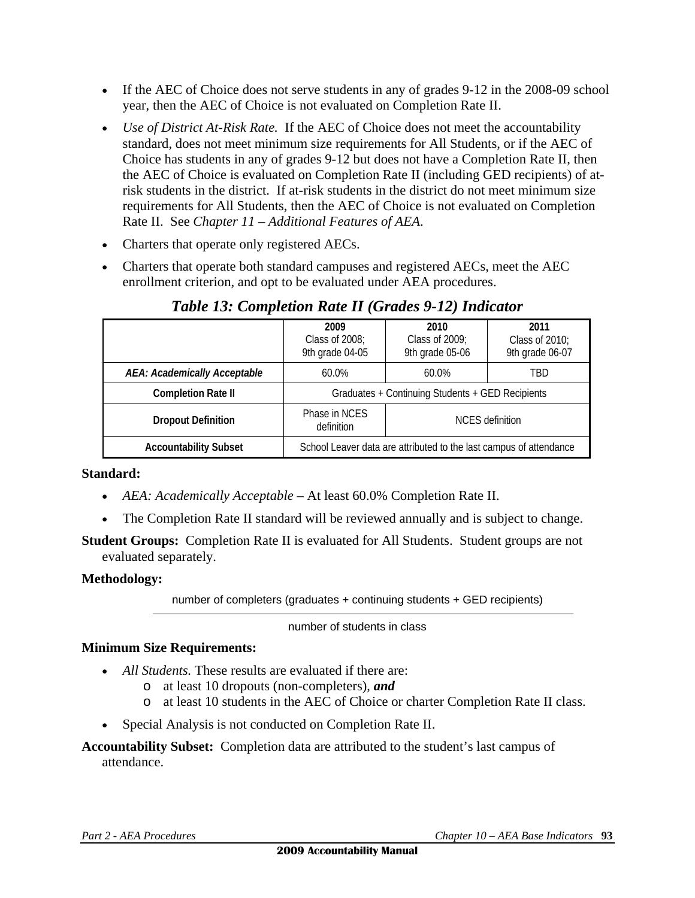- If the AEC of Choice does not serve students in any of grades 9-12 in the 2008-09 school year, then the AEC of Choice is not evaluated on Completion Rate II.
- *Use of District At-Risk Rate.* If the AEC of Choice does not meet the accountability standard, does not meet minimum size requirements for All Students, or if the AEC of Choice has students in any of grades 9-12 but does not have a Completion Rate II, then the AEC of Choice is evaluated on Completion Rate II (including GED recipients) of at-risk students in the district. If at-risk students in the district do not meet minimum size requirements for All Students, then the AEC of Choice is not evaluated on Completion Rate II. See *Chapter 11 – Additional Features of AEA.*
- Charters that operate only registered AECs.
- Charters that operate both standard campuses and registered AECs, meet the AEC enrollment criterion, and opt to be evaluated under AEA procedures.

### *Table 13: Completion Rate II (Grades 9-12) Indicator*

| | 2009<br>Class of 2008;<br>9th grade 04-05 | 2010<br>Class of 2009;<br>9th grade 05-06 | 2011<br>Class of 2010;<br>9th grade 06-07 |
|---|---|---|---|
| ***AEA: Academically Acceptable*** | 60.0% | 60.0% | TBD |
| **Completion Rate II** | Graduates + Continuing Students + GED Recipients | | |
| **Dropout Definition** | Phase in NCES definition | NCES definition | |
| **Accountability Subset** | School Leaver data are attributed to the last campus of attendance | | |

**Standard:**

- *AEA: Academically Acceptable* – At least 60.0% Completion Rate II.
- The Completion Rate II standard will be reviewed annually and is subject to change.

**Student Groups:** Completion Rate II is evaluated for All Students. Student groups are not evaluated separately.

**Methodology:**

$$\frac{\text{number of completers (graduates + continuing students + GED recipients)}}{\text{number of students in class}}$$

**Minimum Size Requirements:**

- *All Students.* These results are evaluated if there are:
  - at least 10 dropouts (non-completers), ***and***
  - at least 10 students in the AEC of Choice or charter Completion Rate II class.
- Special Analysis is not conducted on Completion Rate II.

**Accountability Subset:** Completion data are attributed to the student's last campus of attendance.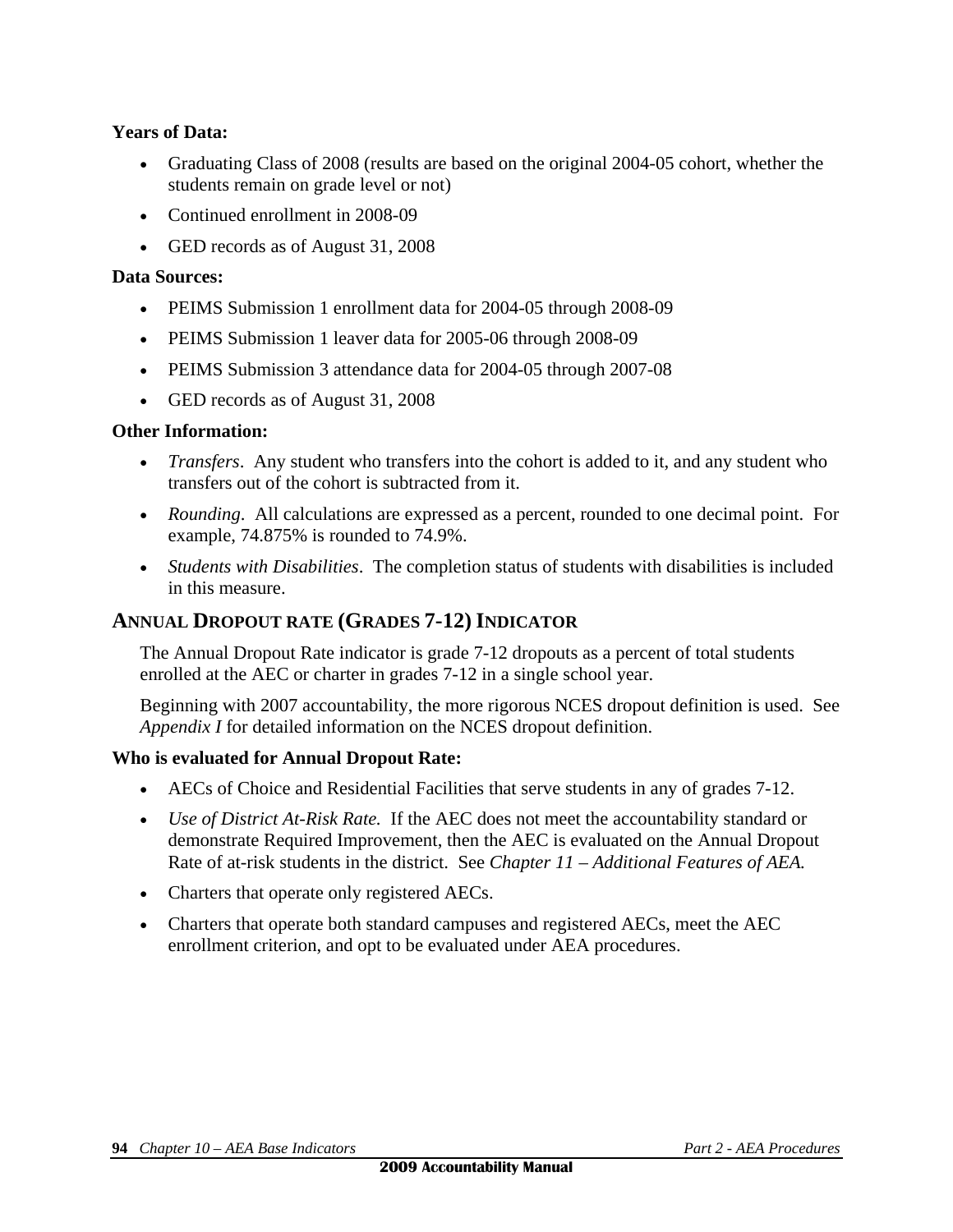**Years of Data:**

- Graduating Class of 2008 (results are based on the original 2004-05 cohort, whether the students remain on grade level or not)
- Continued enrollment in 2008-09
- GED records as of August 31, 2008

**Data Sources:**

- PEIMS Submission 1 enrollment data for 2004-05 through 2008-09
- PEIMS Submission 1 leaver data for 2005-06 through 2008-09
- PEIMS Submission 3 attendance data for 2004-05 through 2007-08
- GED records as of August 31, 2008

**Other Information:**

- *Transfers*. Any student who transfers into the cohort is added to it, and any student who transfers out of the cohort is subtracted from it.
- *Rounding*. All calculations are expressed as a percent, rounded to one decimal point. For example, 74.875% is rounded to 74.9%.
- *Students with Disabilities*. The completion status of students with disabilities is included in this measure.

## ANNUAL DROPOUT RATE (GRADES 7-12) INDICATOR

The Annual Dropout Rate indicator is grade 7-12 dropouts as a percent of total students enrolled at the AEC or charter in grades 7-12 in a single school year.

Beginning with 2007 accountability, the more rigorous NCES dropout definition is used. See *Appendix I* for detailed information on the NCES dropout definition.

**Who is evaluated for Annual Dropout Rate:**

- AECs of Choice and Residential Facilities that serve students in any of grades 7-12.
- *Use of District At-Risk Rate.* If the AEC does not meet the accountability standard or demonstrate Required Improvement, then the AEC is evaluated on the Annual Dropout Rate of at-risk students in the district. See *Chapter 11 – Additional Features of AEA.*
- Charters that operate only registered AECs.
- Charters that operate both standard campuses and registered AECs, meet the AEC enrollment criterion, and opt to be evaluated under AEA procedures.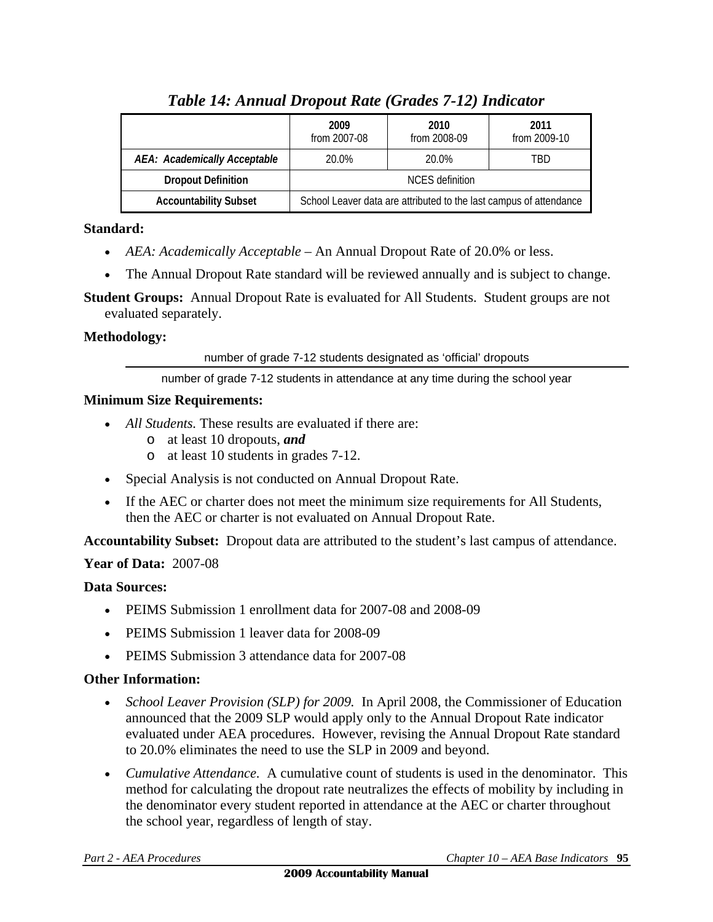### *Table 14: Annual Dropout Rate (Grades 7-12) Indicator*

| | 2009 from 2007-08 | 2010 from 2008-09 | 2011 from 2009-10 |
|---|---|---|---|
| *AEA: Academically Acceptable* | 20.0% | 20.0% | TBD |
| **Dropout Definition** | NCES definition | | |
| **Accountability Subset** | School Leaver data are attributed to the last campus of attendance | | |

**Standard:**

- *AEA: Academically Acceptable* – An Annual Dropout Rate of 20.0% or less.
- The Annual Dropout Rate standard will be reviewed annually and is subject to change.

**Student Groups:** Annual Dropout Rate is evaluated for All Students. Student groups are not evaluated separately.

**Methodology:**

$$\frac{\text{number of grade 7-12 students designated as 'official' dropouts}}{\text{number of grade 7-12 students in attendance at any time during the school year}}$$

**Minimum Size Requirements:**

- *All Students.* These results are evaluated if there are:
  - at least 10 dropouts, ***and***
  - at least 10 students in grades 7-12.
- Special Analysis is not conducted on Annual Dropout Rate.
- If the AEC or charter does not meet the minimum size requirements for All Students, then the AEC or charter is not evaluated on Annual Dropout Rate.

**Accountability Subset:** Dropout data are attributed to the student's last campus of attendance.

**Year of Data:** 2007-08

**Data Sources:**

- PEIMS Submission 1 enrollment data for 2007-08 and 2008-09
- PEIMS Submission 1 leaver data for 2008-09
- PEIMS Submission 3 attendance data for 2007-08

**Other Information:**

- *School Leaver Provision (SLP) for 2009.* In April 2008, the Commissioner of Education announced that the 2009 SLP would apply only to the Annual Dropout Rate indicator evaluated under AEA procedures. However, revising the Annual Dropout Rate standard to 20.0% eliminates the need to use the SLP in 2009 and beyond.
- *Cumulative Attendance.* A cumulative count of students is used in the denominator. This method for calculating the dropout rate neutralizes the effects of mobility by including in the denominator every student reported in attendance at the AEC or charter throughout the school year, regardless of length of stay.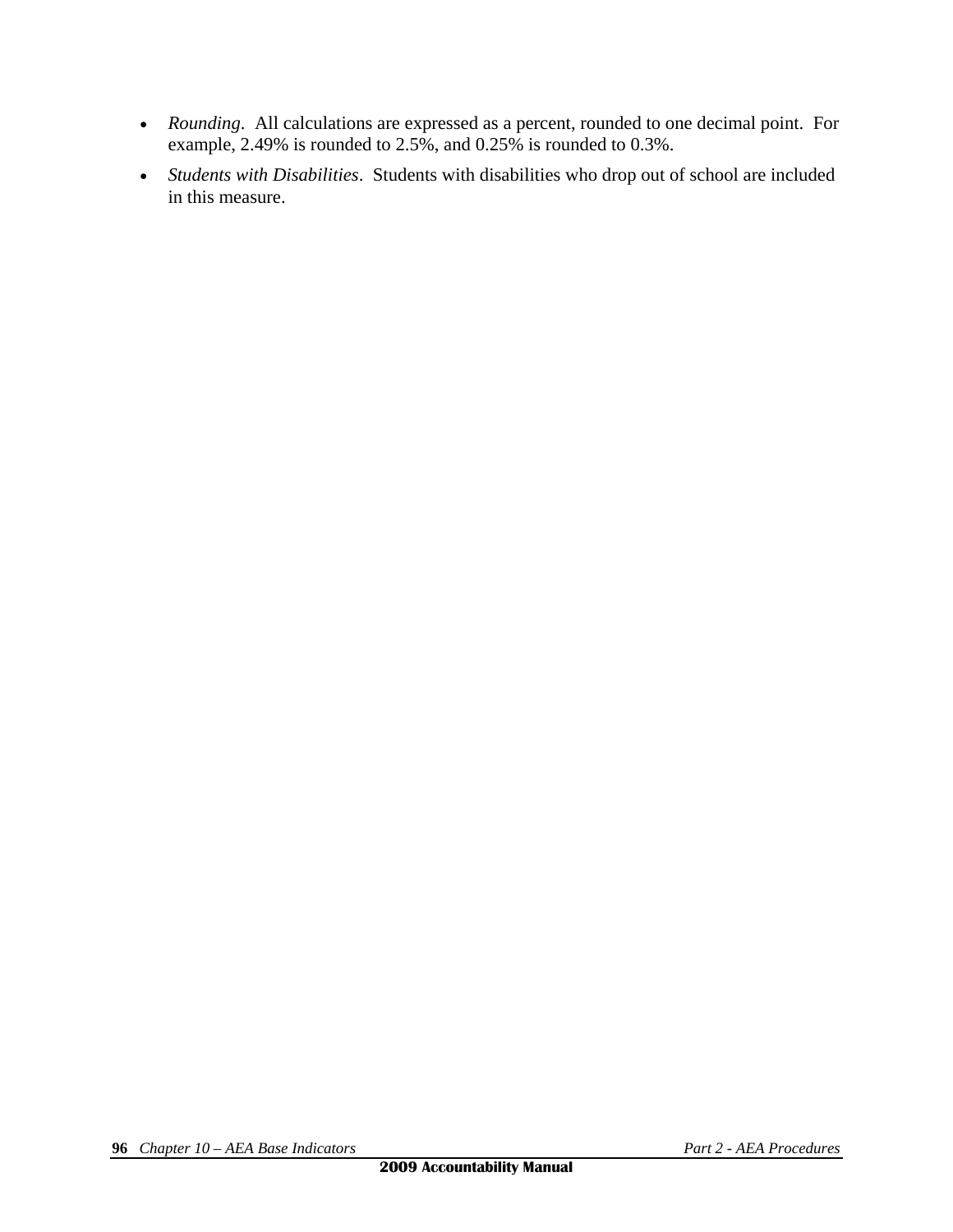- *Rounding*. All calculations are expressed as a percent, rounded to one decimal point. For example, 2.49% is rounded to 2.5%, and 0.25% is rounded to 0.3%.
- *Students with Disabilities*. Students with disabilities who drop out of school are included in this measure.